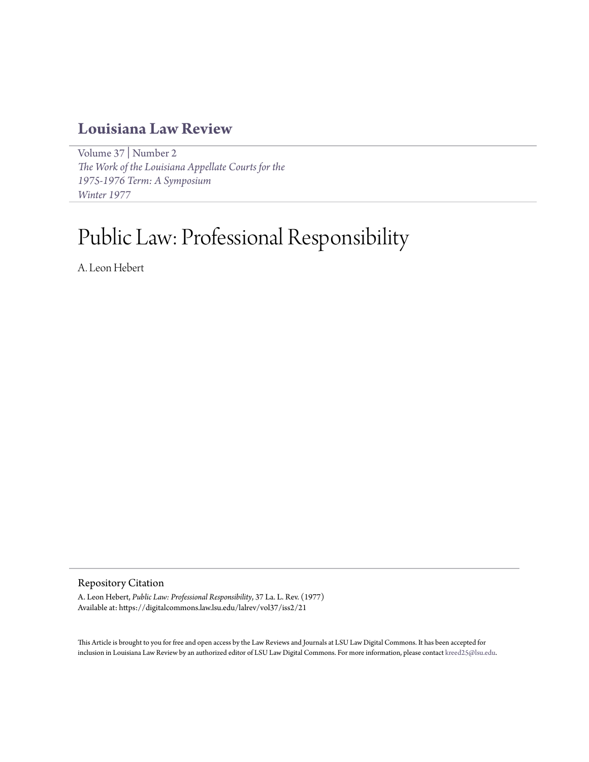# Louisiana Law Review

Volume 37 | Number 2
*The Work of the Louisiana Appellate Courts for the 1975-1976 Term: A Symposium*
*Winter 1977*

# Public Law: Professional Responsibility

A. Leon Hebert

## Repository Citation

A. Leon Hebert, *Public Law: Professional Responsibility*, 37 La. L. Rev. (1977)
Available at: https://digitalcommons.law.lsu.edu/lalrev/vol37/iss2/21

This Article is brought to you for free and open access by the Law Reviews and Journals at LSU Law Digital Commons. It has been accepted for inclusion in Louisiana Law Review by an authorized editor of LSU Law Digital Commons. For more information, please contact kreed25@lsu.edu.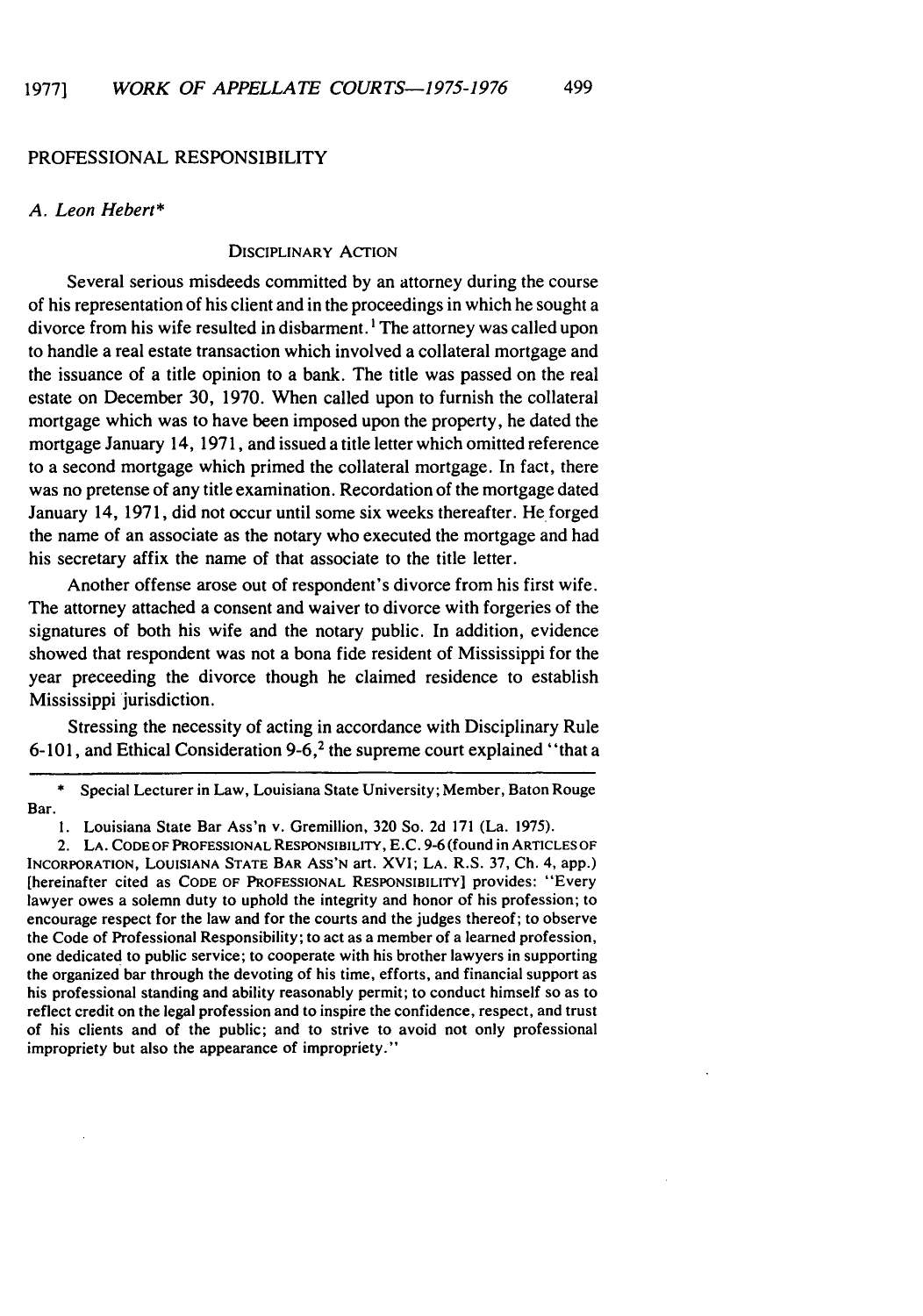## PROFESSIONAL RESPONSIBILITY

*A. Leon Hebert**

### DISCIPLINARY ACTION

Several serious misdeeds committed by an attorney during the course of his representation of his client and in the proceedings in which he sought a divorce from his wife resulted in disbarment.[1] The attorney was called upon to handle a real estate transaction which involved a collateral mortgage and the issuance of a title opinion to a bank. The title was passed on the real estate on December 30, 1970. When called upon to furnish the collateral mortgage which was to have been imposed upon the property, he dated the mortgage January 14, 1971, and issued a title letter which omitted reference to a second mortgage which primed the collateral mortgage. In fact, there was no pretense of any title examination. Recordation of the mortgage dated January 14, 1971, did not occur until some six weeks thereafter. He forged the name of an associate as the notary who executed the mortgage and had his secretary affix the name of that associate to the title letter.

Another offense arose out of respondent's divorce from his first wife. The attorney attached a consent and waiver to divorce with forgeries of the signatures of both his wife and the notary public. In addition, evidence showed that respondent was not a bona fide resident of Mississippi for the year preceeding the divorce though he claimed residence to establish Mississippi jurisdiction.

Stressing the necessity of acting in accordance with Disciplinary Rule 6-101, and Ethical Consideration 9-6,[2] the supreme court explained "that a

---

\* Special Lecturer in Law, Louisiana State University; Member, Baton Rouge Bar.

1. Louisiana State Bar Ass'n v. Gremillion, 320 So. 2d 171 (La. 1975).

2. LA. CODE OF PROFESSIONAL RESPONSIBILITY, E.C. 9-6 (found in ARTICLES OF INCORPORATION, LOUISIANA STATE BAR ASS'N art. XVI; LA. R.S. 37, Ch. 4, app.) [hereinafter cited as CODE OF PROFESSIONAL RESPONSIBILITY] provides: "Every lawyer owes a solemn duty to uphold the integrity and honor of his profession; to encourage respect for the law and for the courts and the judges thereof; to observe the Code of Professional Responsibility; to act as a member of a learned profession, one dedicated to public service; to cooperate with his brother lawyers in supporting the organized bar through the devoting of his time, efforts, and financial support as his professional standing and ability reasonably permit; to conduct himself so as to reflect credit on the legal profession and to inspire the confidence, respect, and trust of his clients and of the public; and to strive to avoid not only professional impropriety but also the appearance of impropriety."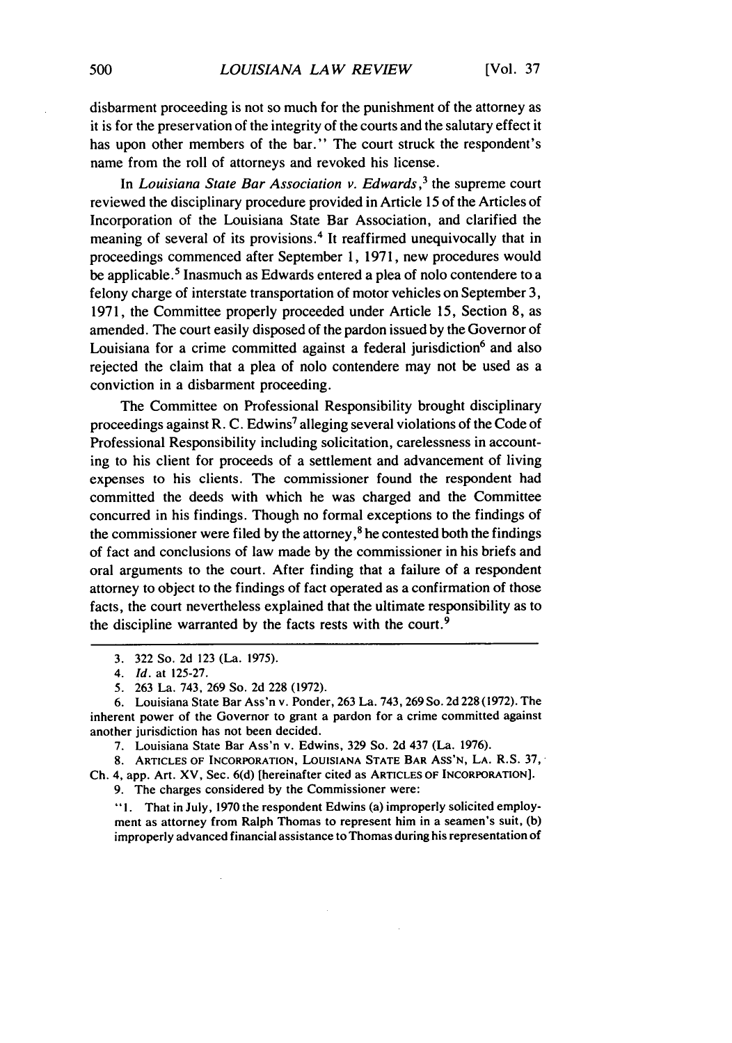disbarment proceeding is not so much for the punishment of the attorney as it is for the preservation of the integrity of the courts and the salutary effect it has upon other members of the bar." The court struck the respondent's name from the roll of attorneys and revoked his license.

In *Louisiana State Bar Association v. Edwards*,[3] the supreme court reviewed the disciplinary procedure provided in Article 15 of the Articles of Incorporation of the Louisiana State Bar Association, and clarified the meaning of several of its provisions.[4] It reaffirmed unequivocally that in proceedings commenced after September 1, 1971, new procedures would be applicable.[5] Inasmuch as Edwards entered a plea of nolo contendere to a felony charge of interstate transportation of motor vehicles on September 3, 1971, the Committee properly proceeded under Article 15, Section 8, as amended. The court easily disposed of the pardon issued by the Governor of Louisiana for a crime committed against a federal jurisdiction[6] and also rejected the claim that a plea of nolo contendere may not be used as a conviction in a disbarment proceeding.

The Committee on Professional Responsibility brought disciplinary proceedings against R. C. Edwins[7] alleging several violations of the Code of Professional Responsibility including solicitation, carelessness in accounting to his client for proceeds of a settlement and advancement of living expenses to his clients. The commissioner found the respondent had committed the deeds with which he was charged and the Committee concurred in his findings. Though no formal exceptions to the findings of the commissioner were filed by the attorney,[8] he contested both the findings of fact and conclusions of law made by the commissioner in his briefs and oral arguments to the court. After finding that a failure of a respondent attorney to object to the findings of fact operated as a confirmation of those facts, the court nevertheless explained that the ultimate responsibility as to the discipline warranted by the facts rests with the court.[9]

---

3. 322 So. 2d 123 (La. 1975).

4. *Id.* at 125-27.

5. 263 La. 743, 269 So. 2d 228 (1972).

6. Louisiana State Bar Ass'n v. Ponder, 263 La. 743, 269 So. 2d 228 (1972). The inherent power of the Governor to grant a pardon for a crime committed against another jurisdiction has not been decided.

7. Louisiana State Bar Ass'n v. Edwins, 329 So. 2d 437 (La. 1976).

8. ARTICLES OF INCORPORATION, LOUISIANA STATE BAR ASS'N, LA. R.S. 37, Ch. 4, app. Art. XV, Sec. 6(d) [hereinafter cited as ARTICLES OF INCORPORATION].

9. The charges considered by the Commissioner were:

"1. That in July, 1970 the respondent Edwins (a) improperly solicited employment as attorney from Ralph Thomas to represent him in a seamen's suit, (b) improperly advanced financial assistance to Thomas during his representation of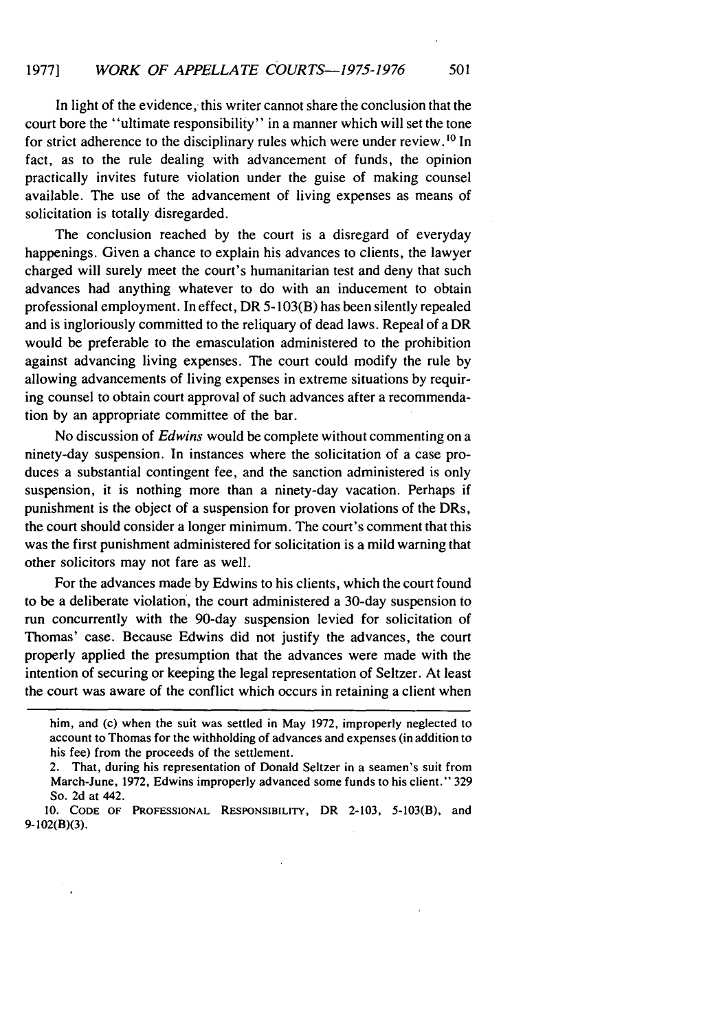In light of the evidence, this writer cannot share the conclusion that the court bore the "ultimate responsibility" in a manner which will set the tone for strict adherence to the disciplinary rules which were under review.[10] In fact, as to the rule dealing with advancement of funds, the opinion practically invites future violation under the guise of making counsel available. The use of the advancement of living expenses as means of solicitation is totally disregarded.

The conclusion reached by the court is a disregard of everyday happenings. Given a chance to explain his advances to clients, the lawyer charged will surely meet the court's humanitarian test and deny that such advances had anything whatever to do with an inducement to obtain professional employment. In effect, DR 5-103(B) has been silently repealed and is ingloriously committed to the reliquary of dead laws. Repeal of a DR would be preferable to the emasculation administered to the prohibition against advancing living expenses. The court could modify the rule by allowing advancements of living expenses in extreme situations by requiring counsel to obtain court approval of such advances after a recommendation by an appropriate committee of the bar.

No discussion of *Edwins* would be complete without commenting on a ninety-day suspension. In instances where the solicitation of a case produces a substantial contingent fee, and the sanction administered is only suspension, it is nothing more than a ninety-day vacation. Perhaps if punishment is the object of a suspension for proven violations of the DRs, the court should consider a longer minimum. The court's comment that this was the first punishment administered for solicitation is a mild warning that other solicitors may not fare as well.

For the advances made by Edwins to his clients, which the court found to be a deliberate violation, the court administered a 30-day suspension to run concurrently with the 90-day suspension levied for solicitation of Thomas' case. Because Edwins did not justify the advances, the court properly applied the presumption that the advances were made with the intention of securing or keeping the legal representation of Seltzer. At least the court was aware of the conflict which occurs in retaining a client when

---

him, and (c) when the suit was settled in May 1972, improperly neglected to account to Thomas for the withholding of advances and expenses (in addition to his fee) from the proceeds of the settlement.

2. That, during his representation of Donald Seltzer in a seamen's suit from March-June, 1972, Edwins improperly advanced some funds to his client." 329 So. 2d at 442.

10. CODE OF PROFESSIONAL RESPONSIBILITY, DR 2-103, 5-103(B), and 9-102(B)(3).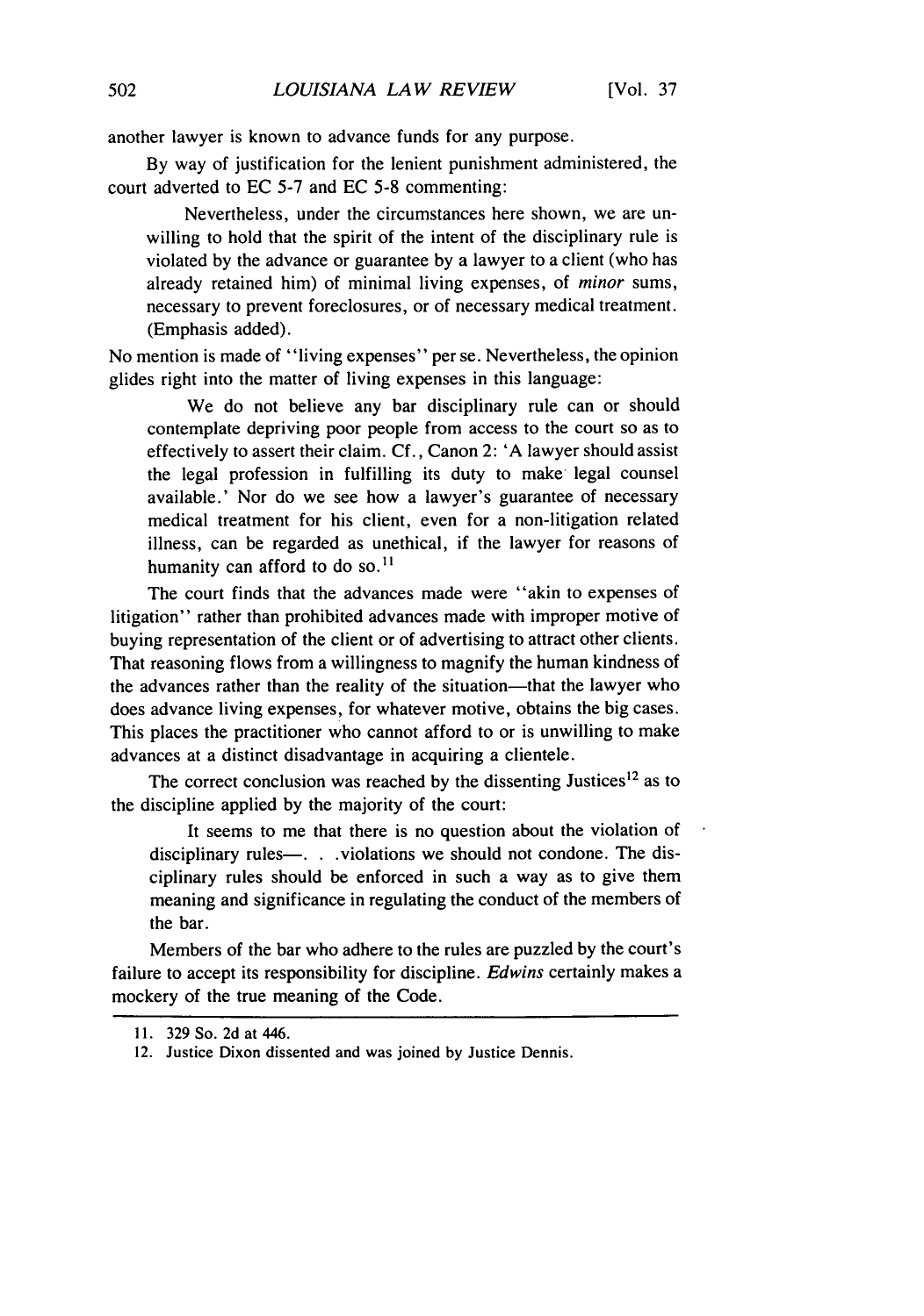another lawyer is known to advance funds for any purpose.

By way of justification for the lenient punishment administered, the court adverted to EC 5-7 and EC 5-8 commenting:

> Nevertheless, under the circumstances here shown, we are unwilling to hold that the spirit of the intent of the disciplinary rule is violated by the advance or guarantee by a lawyer to a client (who has already retained him) of minimal living expenses, of *minor* sums, necessary to prevent foreclosures, or of necessary medical treatment. (Emphasis added).

No mention is made of "living expenses" per se. Nevertheless, the opinion glides right into the matter of living expenses in this language:

> We do not believe any bar disciplinary rule can or should contemplate depriving poor people from access to the court so as to effectively to assert their claim. Cf., Canon 2: 'A lawyer should assist the legal profession in fulfilling its duty to make legal counsel available.' Nor do we see how a lawyer's guarantee of necessary medical treatment for his client, even for a non-litigation related illness, can be regarded as unethical, if the lawyer for reasons of humanity can afford to do so.[11]

The court finds that the advances made were "akin to expenses of litigation" rather than prohibited advances made with improper motive of buying representation of the client or of advertising to attract other clients. That reasoning flows from a willingness to magnify the human kindness of the advances rather than the reality of the situation—that the lawyer who does advance living expenses, for whatever motive, obtains the big cases. This places the practitioner who cannot afford to or is unwilling to make advances at a distinct disadvantage in acquiring a clientele.

The correct conclusion was reached by the dissenting Justices[12] as to the discipline applied by the majority of the court:

> It seems to me that there is no question about the violation of disciplinary rules—. . .violations we should not condone. The disciplinary rules should be enforced in such a way as to give them meaning and significance in regulating the conduct of the members of the bar.

Members of the bar who adhere to the rules are puzzled by the court's failure to accept its responsibility for discipline. *Edwins* certainly makes a mockery of the true meaning of the Code.

---

11. 329 So. 2d at 446.

12. Justice Dixon dissented and was joined by Justice Dennis.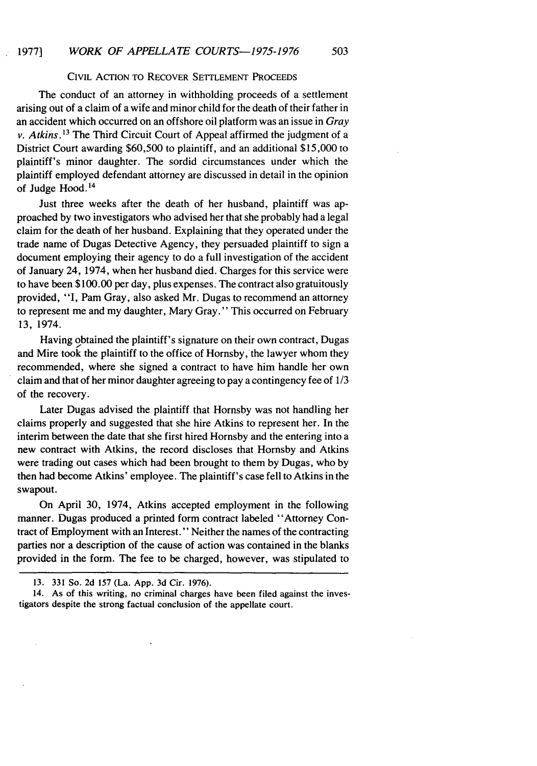## CIVIL ACTION TO RECOVER SETTLEMENT PROCEEDS

The conduct of an attorney in withholding proceeds of a settlement arising out of a claim of a wife and minor child for the death of their father in an accident which occurred on an offshore oil platform was an issue in *Gray v. Atkins*.[13] The Third Circuit Court of Appeal affirmed the judgment of a District Court awarding $60,500 to plaintiff, and an additional $15,000 to plaintiff's minor daughter. The sordid circumstances under which the plaintiff employed defendant attorney are discussed in detail in the opinion of Judge Hood.[14]

Just three weeks after the death of her husband, plaintiff was approached by two investigators who advised her that she probably had a legal claim for the death of her husband. Explaining that they operated under the trade name of Dugas Detective Agency, they persuaded plaintiff to sign a document employing their agency to do a full investigation of the accident of January 24, 1974, when her husband died. Charges for this service were to have been $100.00 per day, plus expenses. The contract also gratuitously provided, "I, Pam Gray, also asked Mr. Dugas to recommend an attorney to represent me and my daughter, Mary Gray." This occurred on February 13, 1974.

Having obtained the plaintiff's signature on their own contract, Dugas and Mire took the plaintiff to the office of Hornsby, the lawyer whom they recommended, where she signed a contract to have him handle her own claim and that of her minor daughter agreeing to pay a contingency fee of 1/3 of the recovery.

Later Dugas advised the plaintiff that Hornsby was not handling her claims properly and suggested that she hire Atkins to represent her. In the interim between the date that she first hired Hornsby and the entering into a new contract with Atkins, the record discloses that Hornsby and Atkins were trading out cases which had been brought to them by Dugas, who by then had become Atkins' employee. The plaintiff's case fell to Atkins in the swapout.

On April 30, 1974, Atkins accepted employment in the following manner. Dugas produced a printed form contract labeled "Attorney Contract of Employment with an Interest." Neither the names of the contracting parties nor a description of the cause of action was contained in the blanks provided in the form. The fee to be charged, however, was stipulated to

---

13. 331 So. 2d 157 (La. App. 3d Cir. 1976).

14. As of this writing, no criminal charges have been filed against the investigators despite the strong factual conclusion of the appellate court.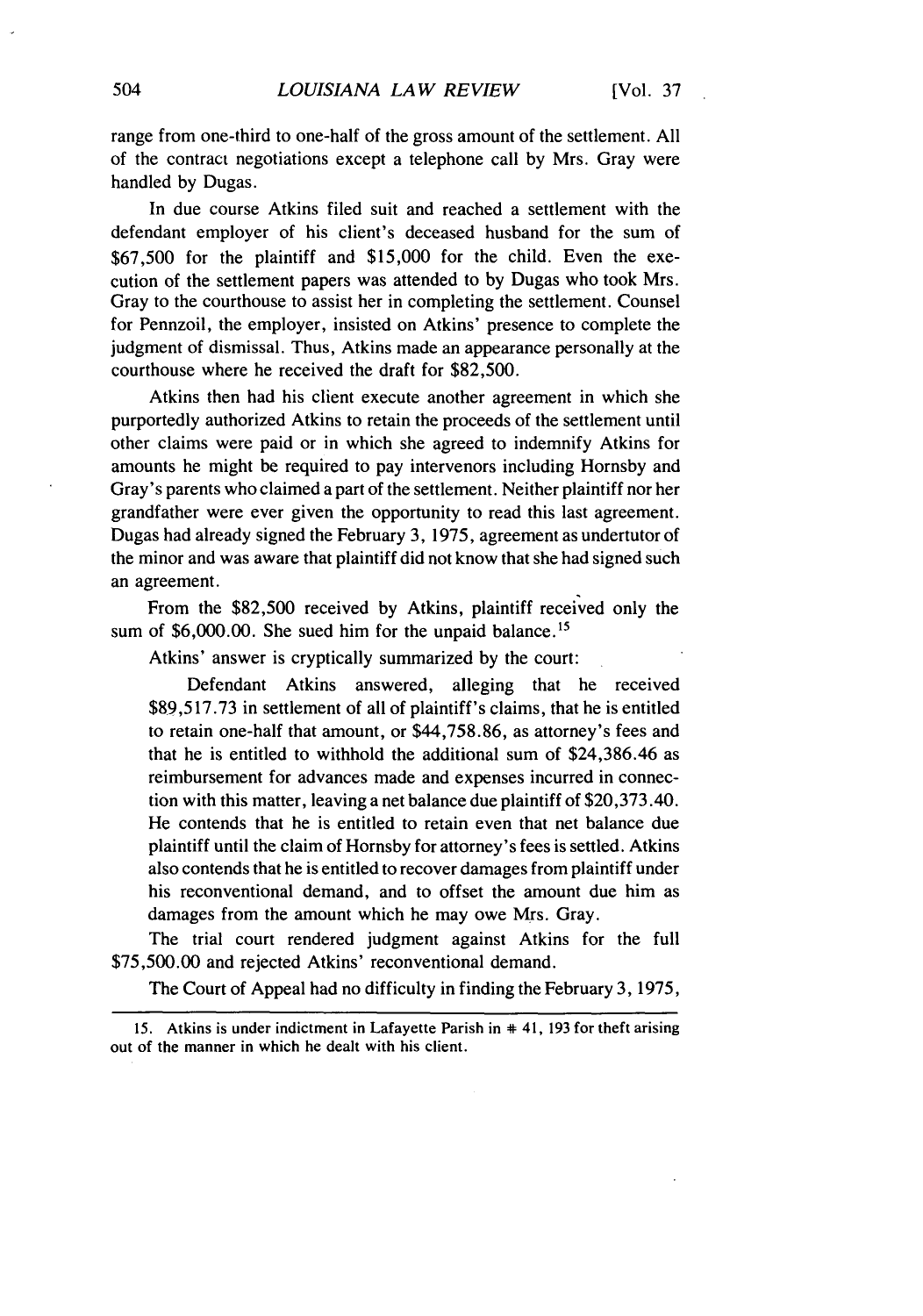range from one-third to one-half of the gross amount of the settlement. All of the contract negotiations except a telephone call by Mrs. Gray were handled by Dugas.

In due course Atkins filed suit and reached a settlement with the defendant employer of his client's deceased husband for the sum of $67,500 for the plaintiff and $15,000 for the child. Even the execution of the settlement papers was attended to by Dugas who took Mrs. Gray to the courthouse to assist her in completing the settlement. Counsel for Pennzoil, the employer, insisted on Atkins' presence to complete the judgment of dismissal. Thus, Atkins made an appearance personally at the courthouse where he received the draft for $82,500.

Atkins then had his client execute another agreement in which she purportedly authorized Atkins to retain the proceeds of the settlement until other claims were paid or in which she agreed to indemnify Atkins for amounts he might be required to pay intervenors including Hornsby and Gray's parents who claimed a part of the settlement. Neither plaintiff nor her grandfather were ever given the opportunity to read this last agreement. Dugas had already signed the February 3, 1975, agreement as undertutor of the minor and was aware that plaintiff did not know that she had signed such an agreement.

From the $82,500 received by Atkins, plaintiff received only the sum of $6,000.00. She sued him for the unpaid balance.[15]

Atkins' answer is cryptically summarized by the court:

> Defendant Atkins answered, alleging that he received $89,517.73 in settlement of all of plaintiff's claims, that he is entitled to retain one-half that amount, or $44,758.86, as attorney's fees and that he is entitled to withhold the additional sum of $24,386.46 as reimbursement for advances made and expenses incurred in connection with this matter, leaving a net balance due plaintiff of $20,373.40. He contends that he is entitled to retain even that net balance due plaintiff until the claim of Hornsby for attorney's fees is settled. Atkins also contends that he is entitled to recover damages from plaintiff under his reconventional demand, and to offset the amount due him as damages from the amount which he may owe Mrs. Gray.

The trial court rendered judgment against Atkins for the full $75,500.00 and rejected Atkins' reconventional demand.

The Court of Appeal had no difficulty in finding the February 3, 1975,

15. Atkins is under indictment in Lafayette Parish in # 41, 193 for theft arising out of the manner in which he dealt with his client.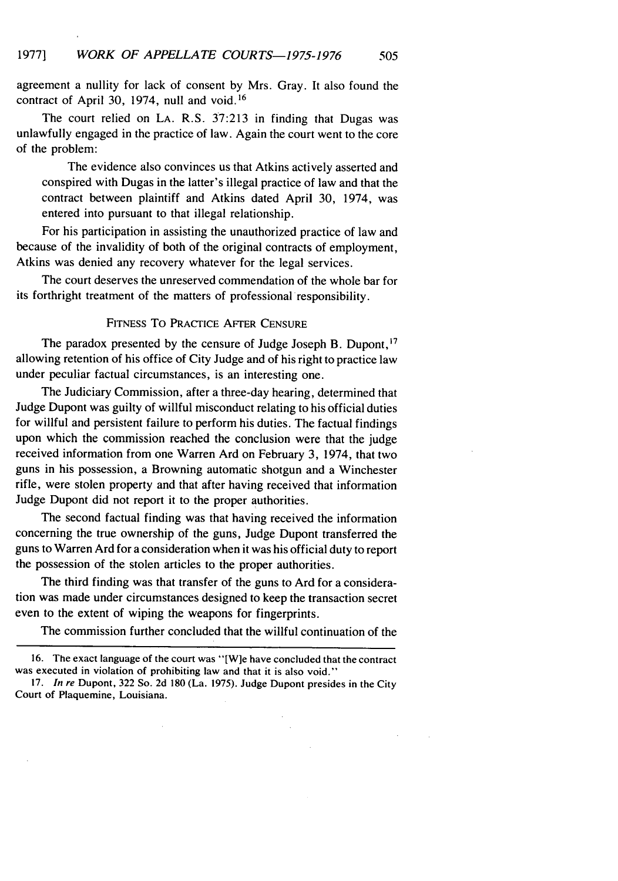agreement a nullity for lack of consent by Mrs. Gray. It also found the contract of April 30, 1974, null and void.[16]

The court relied on LA. R.S. 37:213 in finding that Dugas was unlawfully engaged in the practice of law. Again the court went to the core of the problem:

> The evidence also convinces us that Atkins actively asserted and conspired with Dugas in the latter's illegal practice of law and that the contract between plaintiff and Atkins dated April 30, 1974, was entered into pursuant to that illegal relationship.

For his participation in assisting the unauthorized practice of law and because of the invalidity of both of the original contracts of employment, Atkins was denied any recovery whatever for the legal services.

The court deserves the unreserved commendation of the whole bar for its forthright treatment of the matters of professional responsibility.

## FITNESS TO PRACTICE AFTER CENSURE

The paradox presented by the censure of Judge Joseph B. Dupont,[17] allowing retention of his office of City Judge and of his right to practice law under peculiar factual circumstances, is an interesting one.

The Judiciary Commission, after a three-day hearing, determined that Judge Dupont was guilty of willful misconduct relating to his official duties for willful and persistent failure to perform his duties. The factual findings upon which the commission reached the conclusion were that the judge received information from one Warren Ard on February 3, 1974, that two guns in his possession, a Browning automatic shotgun and a Winchester rifle, were stolen property and that after having received that information Judge Dupont did not report it to the proper authorities.

The second factual finding was that having received the information concerning the true ownership of the guns, Judge Dupont transferred the guns to Warren Ard for a consideration when it was his official duty to report the possession of the stolen articles to the proper authorities.

The third finding was that transfer of the guns to Ard for a consideration was made under circumstances designed to keep the transaction secret even to the extent of wiping the weapons for fingerprints.

The commission further concluded that the willful continuation of the

---

16. The exact language of the court was "[W]e have concluded that the contract was executed in violation of prohibiting law and that it is also void."

17. *In re* Dupont, 322 So. 2d 180 (La. 1975). Judge Dupont presides in the City Court of Plaquemine, Louisiana.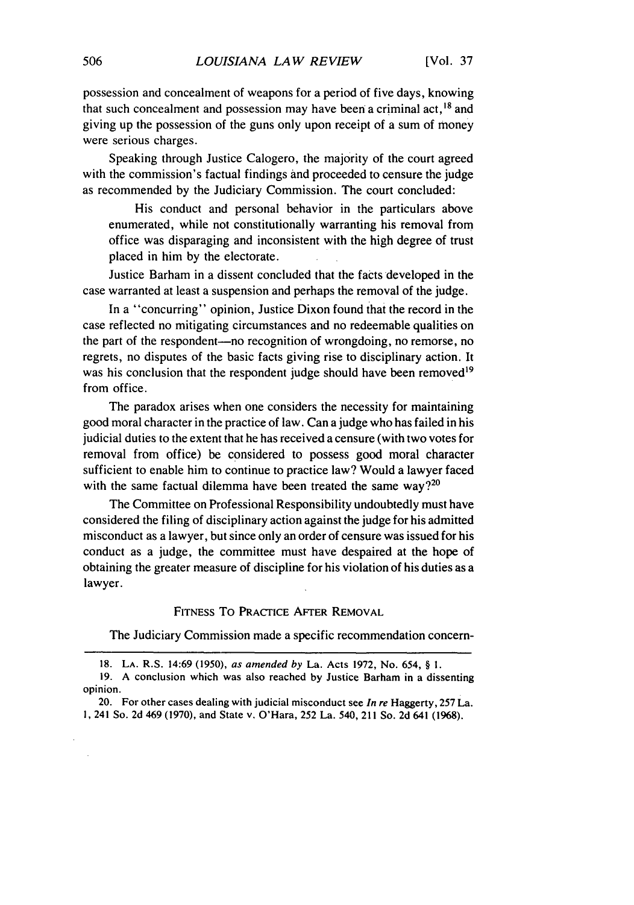possession and concealment of weapons for a period of five days, knowing that such concealment and possession may have been a criminal act,[18] and giving up the possession of the guns only upon receipt of a sum of money were serious charges.

Speaking through Justice Calogero, the majority of the court agreed with the commission's factual findings and proceeded to censure the judge as recommended by the Judiciary Commission. The court concluded:

> His conduct and personal behavior in the particulars above enumerated, while not constitutionally warranting his removal from office was disparaging and inconsistent with the high degree of trust placed in him by the electorate.

Justice Barham in a dissent concluded that the facts developed in the case warranted at least a suspension and perhaps the removal of the judge.

In a "concurring" opinion, Justice Dixon found that the record in the case reflected no mitigating circumstances and no redeemable qualities on the part of the respondent—no recognition of wrongdoing, no remorse, no regrets, no disputes of the basic facts giving rise to disciplinary action. It was his conclusion that the respondent judge should have been removed[19] from office.

The paradox arises when one considers the necessity for maintaining good moral character in the practice of law. Can a judge who has failed in his judicial duties to the extent that he has received a censure (with two votes for removal from office) be considered to possess good moral character sufficient to enable him to continue to practice law? Would a lawyer faced with the same factual dilemma have been treated the same way?[20]

The Committee on Professional Responsibility undoubtedly must have considered the filing of disciplinary action against the judge for his admitted misconduct as a lawyer, but since only an order of censure was issued for his conduct as a judge, the committee must have despaired at the hope of obtaining the greater measure of discipline for his violation of his duties as a lawyer.

## FITNESS TO PRACTICE AFTER REMOVAL

The Judiciary Commission made a specific recommendation concern-

---

18. LA. R.S. 14:69 (1950), *as amended by* La. Acts 1972, No. 654, § 1.

19. A conclusion which was also reached by Justice Barham in a dissenting opinion.

20. For other cases dealing with judicial misconduct see *In re* Haggerty, 257 La. 1, 241 So. 2d 469 (1970), and State v. O'Hara, 252 La. 540, 211 So. 2d 641 (1968).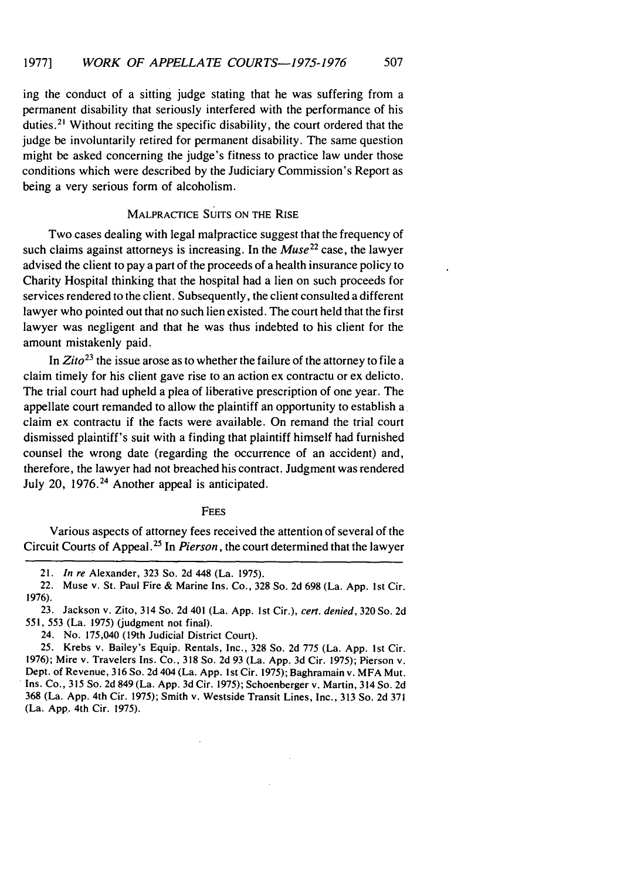ing the conduct of a sitting judge stating that he was suffering from a permanent disability that seriously interfered with the performance of his duties.[21] Without reciting the specific disability, the court ordered that the judge be involuntarily retired for permanent disability. The same question might be asked concerning the judge's fitness to practice law under those conditions which were described by the Judiciary Commission's Report as being a very serious form of alcoholism.

## MALPRACTICE SUITS ON THE RISE

Two cases dealing with legal malpractice suggest that the frequency of such claims against attorneys is increasing. In the *Muse*[22] case, the lawyer advised the client to pay a part of the proceeds of a health insurance policy to Charity Hospital thinking that the hospital had a lien on such proceeds for services rendered to the client. Subsequently, the client consulted a different lawyer who pointed out that no such lien existed. The court held that the first lawyer was negligent and that he was thus indebted to his client for the amount mistakenly paid.

In *Zito*[23] the issue arose as to whether the failure of the attorney to file a claim timely for his client gave rise to an action ex contractu or ex delicto. The trial court had upheld a plea of liberative prescription of one year. The appellate court remanded to allow the plaintiff an opportunity to establish a claim ex contractu if the facts were available. On remand the trial court dismissed plaintiff's suit with a finding that plaintiff himself had furnished counsel the wrong date (regarding the occurrence of an accident) and, therefore, the lawyer had not breached his contract. Judgment was rendered July 20, 1976.[24] Another appeal is anticipated.

## FEES

Various aspects of attorney fees received the attention of several of the Circuit Courts of Appeal.[25] In *Pierson*, the court determined that the lawyer

---

21. *In re* Alexander, 323 So. 2d 448 (La. 1975).

22. Muse v. St. Paul Fire & Marine Ins. Co., 328 So. 2d 698 (La. App. 1st Cir. 1976).

23. Jackson v. Zito, 314 So. 2d 401 (La. App. 1st Cir.), *cert. denied*, 320 So. 2d 551, 553 (La. 1975) (judgment not final).

24. No. 175,040 (19th Judicial District Court).

25. Krebs v. Bailey's Equip. Rentals, Inc., 328 So. 2d 775 (La. App. 1st Cir. 1976); Mire v. Travelers Ins. Co., 318 So. 2d 93 (La. App. 3d Cir. 1975); Pierson v. Dept. of Revenue, 316 So. 2d 404 (La. App. 1st Cir. 1975); Baghramain v. MFA Mut. Ins. Co., 315 So. 2d 849 (La. App. 3d Cir. 1975); Schoenberger v. Martin, 314 So. 2d 368 (La. App. 4th Cir. 1975); Smith v. Westside Transit Lines, Inc., 313 So. 2d 371 (La. App. 4th Cir. 1975).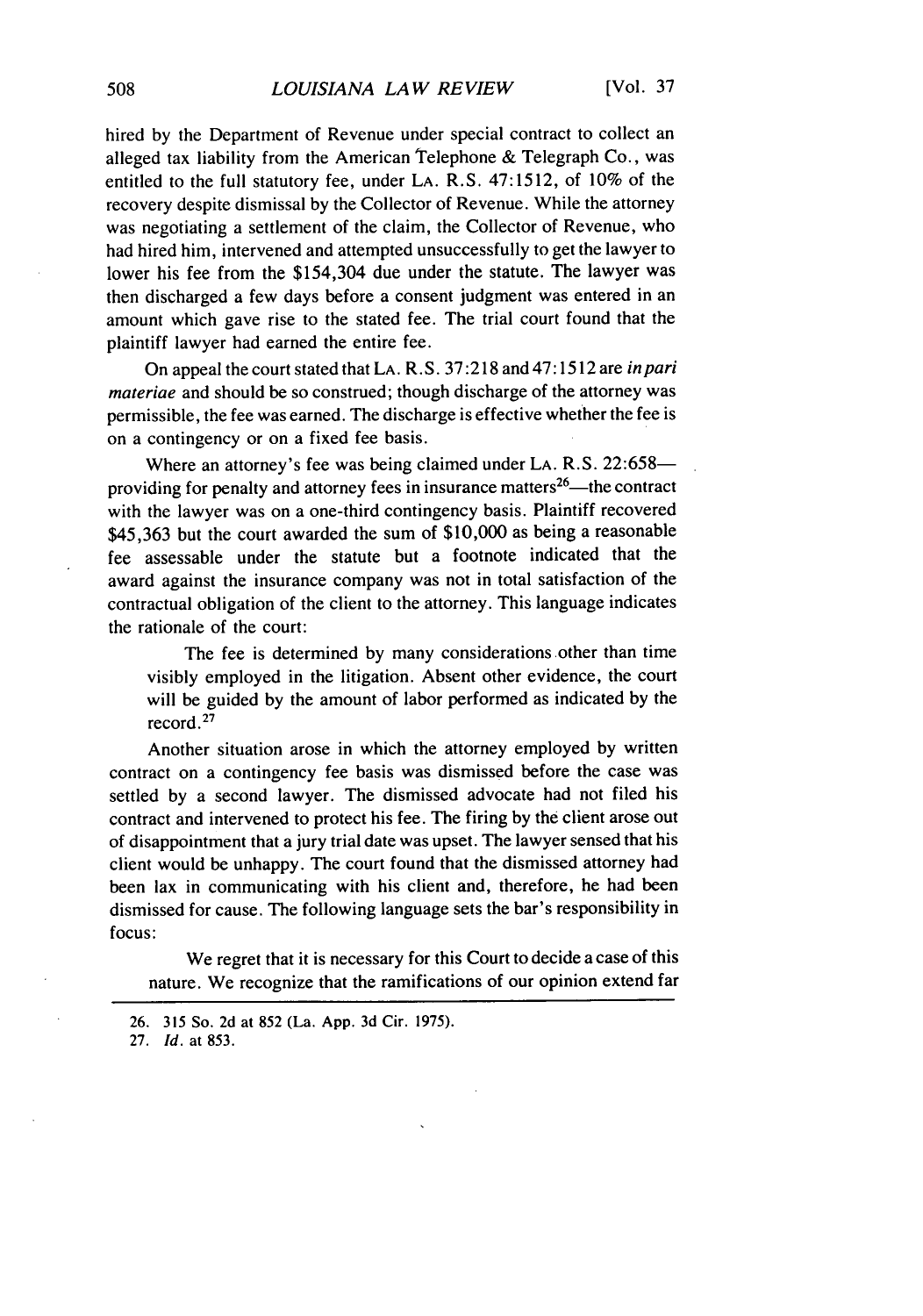hired by the Department of Revenue under special contract to collect an alleged tax liability from the American Telephone & Telegraph Co., was entitled to the full statutory fee, under LA. R.S. 47:1512, of 10% of the recovery despite dismissal by the Collector of Revenue. While the attorney was negotiating a settlement of the claim, the Collector of Revenue, who had hired him, intervened and attempted unsuccessfully to get the lawyer to lower his fee from the $154,304 due under the statute. The lawyer was then discharged a few days before a consent judgment was entered in an amount which gave rise to the stated fee. The trial court found that the plaintiff lawyer had earned the entire fee.

On appeal the court stated that LA. R.S. 37:218 and 47:1512 are *in pari materiae* and should be so construed; though discharge of the attorney was permissible, the fee was earned. The discharge is effective whether the fee is on a contingency or on a fixed fee basis.

Where an attorney's fee was being claimed under LA. R.S. 22:658—providing for penalty and attorney fees in insurance matters[26]—the contract with the lawyer was on a one-third contingency basis. Plaintiff recovered $45,363 but the court awarded the sum of $10,000 as being a reasonable fee assessable under the statute but a footnote indicated that the award against the insurance company was not in total satisfaction of the contractual obligation of the client to the attorney. This language indicates the rationale of the court:

> The fee is determined by many considerations other than time visibly employed in the litigation. Absent other evidence, the court will be guided by the amount of labor performed as indicated by the record.[27]

Another situation arose in which the attorney employed by written contract on a contingency fee basis was dismissed before the case was settled by a second lawyer. The dismissed advocate had not filed his contract and intervened to protect his fee. The firing by the client arose out of disappointment that a jury trial date was upset. The lawyer sensed that his client would be unhappy. The court found that the dismissed attorney had been lax in communicating with his client and, therefore, he had been dismissed for cause. The following language sets the bar's responsibility in focus:

> We regret that it is necessary for this Court to decide a case of this nature. We recognize that the ramifications of our opinion extend far

---

26. 315 So. 2d at 852 (La. App. 3d Cir. 1975).

27. *Id.* at 853.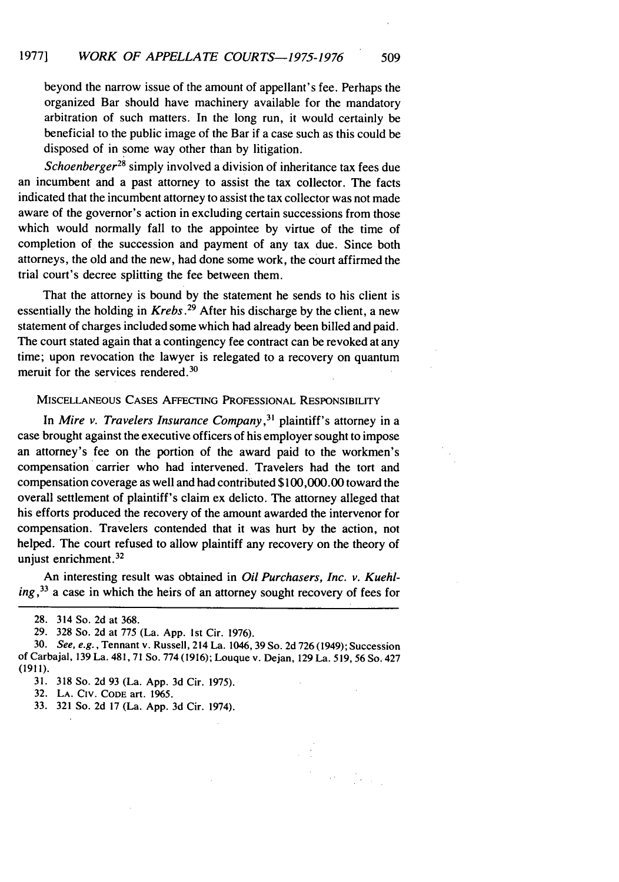beyond the narrow issue of the amount of appellant's fee. Perhaps the organized Bar should have machinery available for the mandatory arbitration of such matters. In the long run, it would certainly be beneficial to the public image of the Bar if a case such as this could be disposed of in some way other than by litigation.

*Schoenberger*[28] simply involved a division of inheritance tax fees due an incumbent and a past attorney to assist the tax collector. The facts indicated that the incumbent attorney to assist the tax collector was not made aware of the governor's action in excluding certain successions from those which would normally fall to the appointee by virtue of the time of completion of the succession and payment of any tax due. Since both attorneys, the old and the new, had done some work, the court affirmed the trial court's decree splitting the fee between them.

That the attorney is bound by the statement he sends to his client is essentially the holding in *Krebs*.[29] After his discharge by the client, a new statement of charges included some which had already been billed and paid. The court stated again that a contingency fee contract can be revoked at any time; upon revocation the lawyer is relegated to a recovery on quantum meruit for the services rendered.[30]

### Miscellaneous Cases Affecting Professional Responsibility

In *Mire v. Travelers Insurance Company*,[31] plaintiff's attorney in a case brought against the executive officers of his employer sought to impose an attorney's fee on the portion of the award paid to the workmen's compensation carrier who had intervened. Travelers had the tort and compensation coverage as well and had contributed $100,000.00 toward the overall settlement of plaintiff's claim ex delicto. The attorney alleged that his efforts produced the recovery of the amount awarded the intervenor for compensation. Travelers contended that it was hurt by the action, not helped. The court refused to allow plaintiff any recovery on the theory of unjust enrichment.[32]

An interesting result was obtained in *Oil Purchasers, Inc. v. Kuehling*,[33] a case in which the heirs of an attorney sought recovery of fees for

---

28. 314 So. 2d at 368.

29. 328 So. 2d at 775 (La. App. 1st Cir. 1976).

30. *See, e.g.*, Tennant v. Russell, 214 La. 1046, 39 So. 2d 726 (1949); Succession of Carbajal, 139 La. 481, 71 So. 774 (1916); Louque v. Dejan, 129 La. 519, 56 So. 427 (1911).

31. 318 So. 2d 93 (La. App. 3d Cir. 1975).

32. La. Civ. Code art. 1965.

33. 321 So. 2d 17 (La. App. 3d Cir. 1974).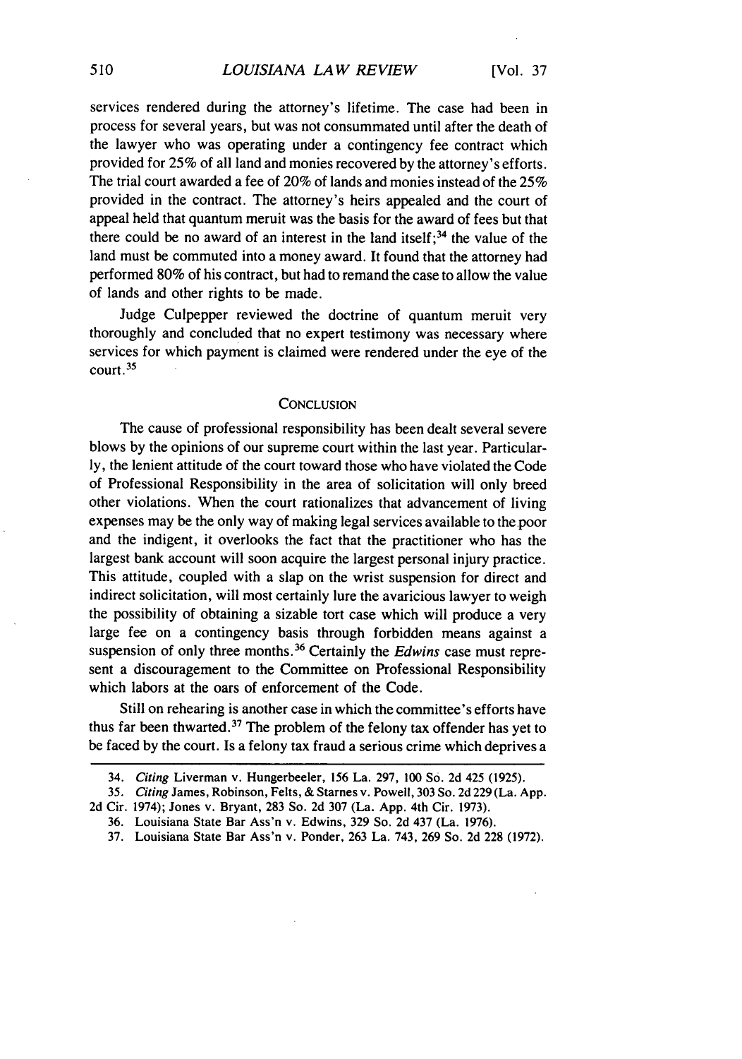services rendered during the attorney's lifetime. The case had been in process for several years, but was not consummated until after the death of the lawyer who was operating under a contingency fee contract which provided for 25% of all land and monies recovered by the attorney's efforts. The trial court awarded a fee of 20% of lands and monies instead of the 25% provided in the contract. The attorney's heirs appealed and the court of appeal held that quantum meruit was the basis for the award of fees but that there could be no award of an interest in the land itself;[34] the value of the land must be commuted into a money award. It found that the attorney had performed 80% of his contract, but had to remand the case to allow the value of lands and other rights to be made.

Judge Culpepper reviewed the doctrine of quantum meruit very thoroughly and concluded that no expert testimony was necessary where services for which payment is claimed were rendered under the eye of the court.[35]

## CONCLUSION

The cause of professional responsibility has been dealt several severe blows by the opinions of our supreme court within the last year. Particularly, the lenient attitude of the court toward those who have violated the Code of Professional Responsibility in the area of solicitation will only breed other violations. When the court rationalizes that advancement of living expenses may be the only way of making legal services available to the poor and the indigent, it overlooks the fact that the practitioner who has the largest bank account will soon acquire the largest personal injury practice. This attitude, coupled with a slap on the wrist suspension for direct and indirect solicitation, will most certainly lure the avaricious lawyer to weigh the possibility of obtaining a sizable tort case which will produce a very large fee on a contingency basis through forbidden means against a suspension of only three months.[36] Certainly the *Edwins* case must represent a discouragement to the Committee on Professional Responsibility which labors at the oars of enforcement of the Code.

Still on rehearing is another case in which the committee's efforts have thus far been thwarted.[37] The problem of the felony tax offender has yet to be faced by the court. Is a felony tax fraud a serious crime which deprives a

---

34. *Citing* Liverman v. Hungerbeeler, 156 La. 297, 100 So. 2d 425 (1925).

35. *Citing* James, Robinson, Felts, & Starnes v. Powell, 303 So. 2d 229 (La. App. 2d Cir. 1974); Jones v. Bryant, 283 So. 2d 307 (La. App. 4th Cir. 1973).

36. Louisiana State Bar Ass'n v. Edwins, 329 So. 2d 437 (La. 1976).

37. Louisiana State Bar Ass'n v. Ponder, 263 La. 743, 269 So. 2d 228 (1972).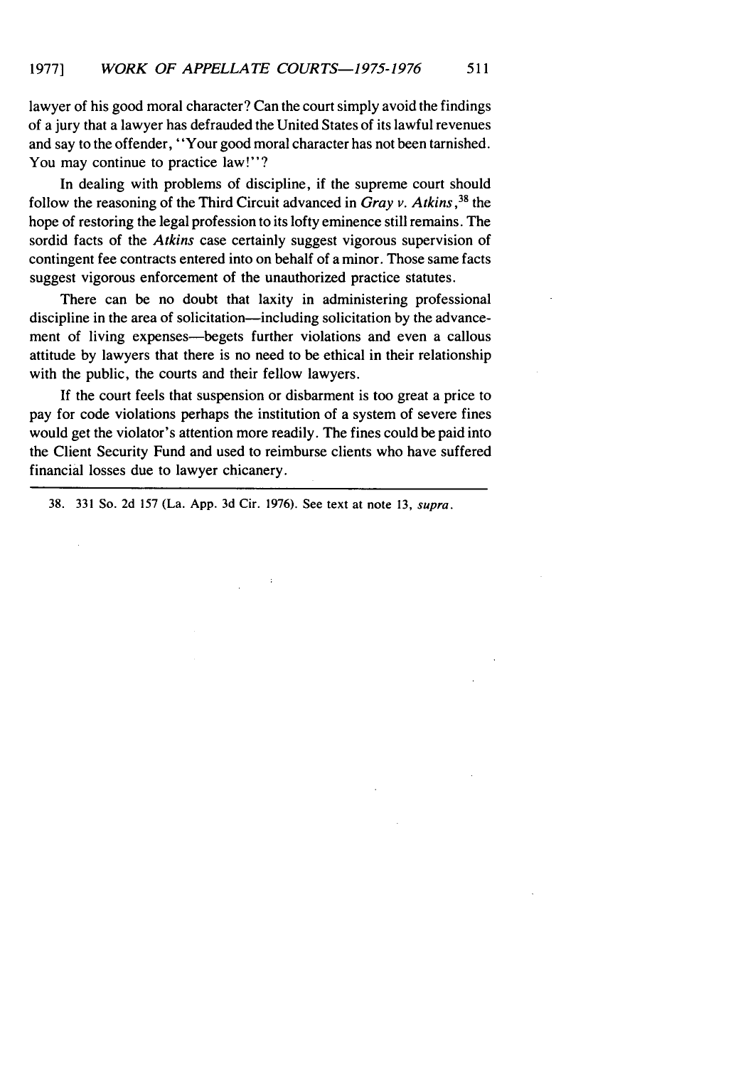lawyer of his good moral character? Can the court simply avoid the findings of a jury that a lawyer has defrauded the United States of its lawful revenues and say to the offender, "Your good moral character has not been tarnished. You may continue to practice law!"?

In dealing with problems of discipline, if the supreme court should follow the reasoning of the Third Circuit advanced in *Gray v. Atkins*,[38] the hope of restoring the legal profession to its lofty eminence still remains. The sordid facts of the *Atkins* case certainly suggest vigorous supervision of contingent fee contracts entered into on behalf of a minor. Those same facts suggest vigorous enforcement of the unauthorized practice statutes.

There can be no doubt that laxity in administering professional discipline in the area of solicitation—including solicitation by the advancement of living expenses—begets further violations and even a callous attitude by lawyers that there is no need to be ethical in their relationship with the public, the courts and their fellow lawyers.

If the court feels that suspension or disbarment is too great a price to pay for code violations perhaps the institution of a system of severe fines would get the violator's attention more readily. The fines could be paid into the Client Security Fund and used to reimburse clients who have suffered financial losses due to lawyer chicanery.

---

38. 331 So. 2d 157 (La. App. 3d Cir. 1976). See text at note 13, *supra*.